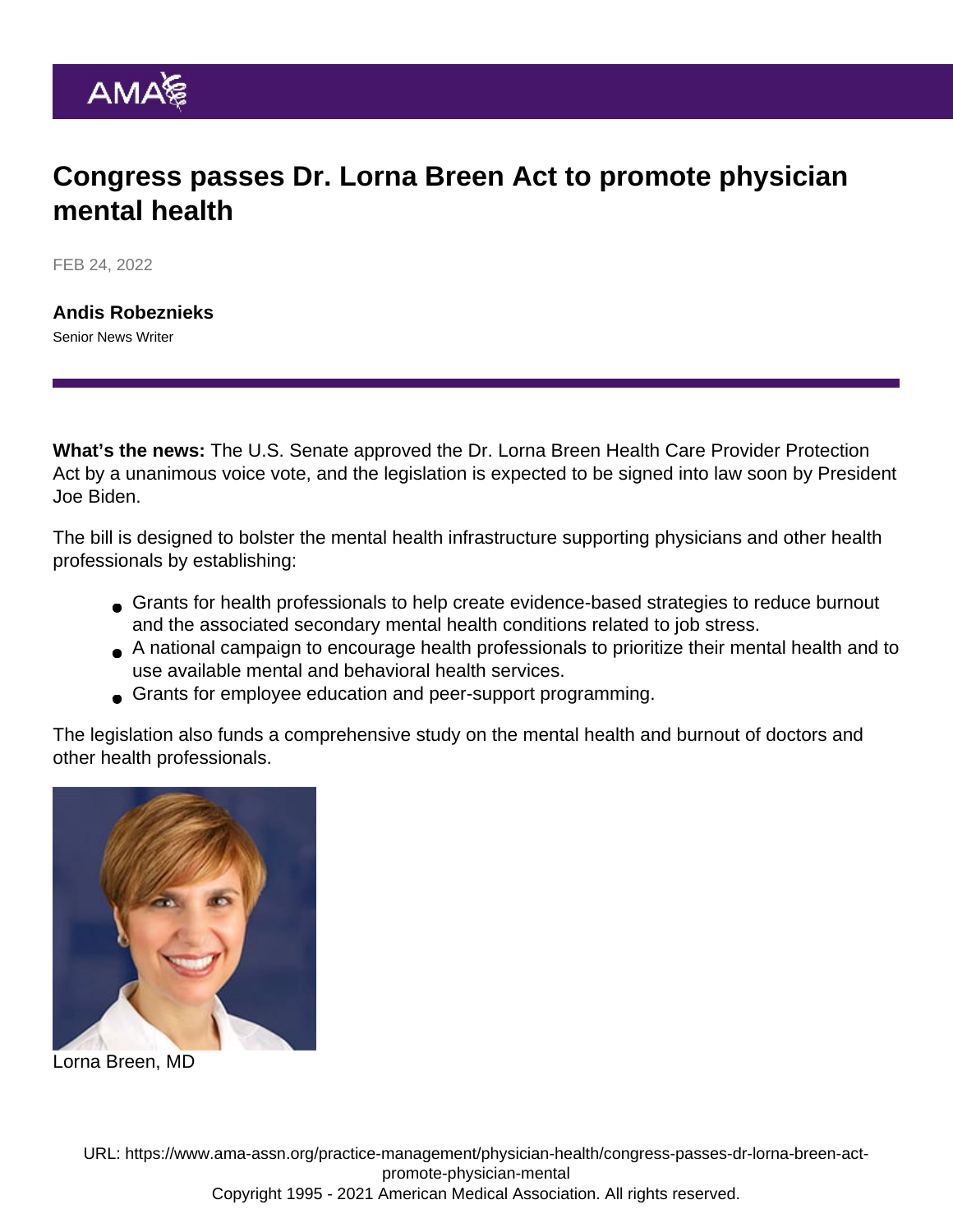# Congress passes Dr. Lorna Breen Act to promote physician mental health

FEB 24, 2022

**Andis Robeznieks**
Senior News Writer

---

**What's the news:** The U.S. Senate approved the Dr. Lorna Breen Health Care Provider Protection Act by a unanimous voice vote, and the legislation is expected to be signed into law soon by President Joe Biden.

The bill is designed to bolster the mental health infrastructure supporting physicians and other health professionals by establishing:

- Grants for health professionals to help create evidence-based strategies to reduce burnout and the associated secondary mental health conditions related to job stress.
- A national campaign to encourage health professionals to prioritize their mental health and to use available mental and behavioral health services.
- Grants for employee education and peer-support programming.

The legislation also funds a comprehensive study on the mental health and burnout of doctors and other health professionals.

Lorna Breen, MD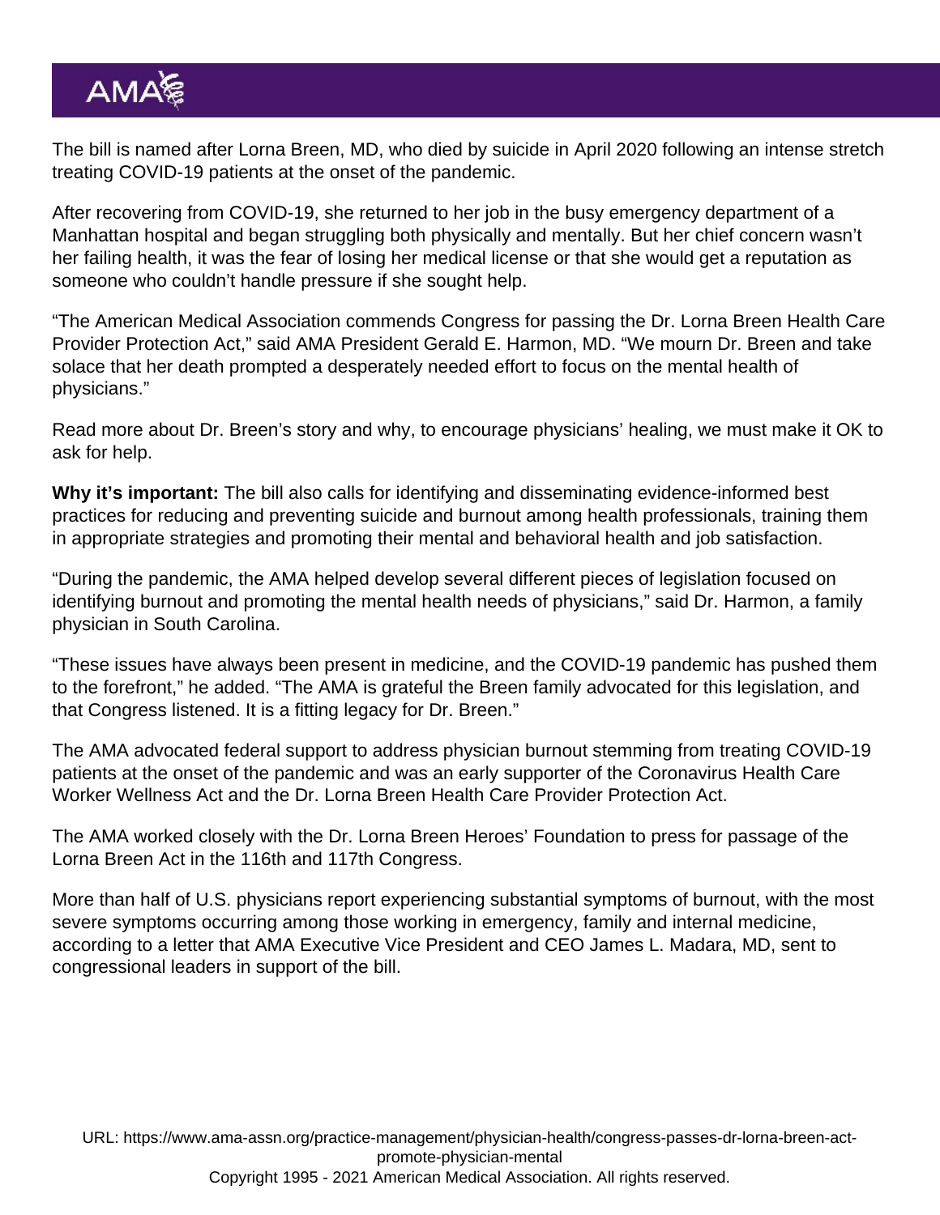The bill is named after Lorna Breen, MD, who died by suicide in April 2020 following an intense stretch treating COVID-19 patients at the onset of the pandemic.

After recovering from COVID-19, she returned to her job in the busy emergency department of a Manhattan hospital and began struggling both physically and mentally. But her chief concern wasn't her failing health, it was the fear of losing her medical license or that she would get a reputation as someone who couldn't handle pressure if she sought help.

"The American Medical Association commends Congress for passing the Dr. Lorna Breen Health Care Provider Protection Act," said AMA President Gerald E. Harmon, MD. "We mourn Dr. Breen and take solace that her death prompted a desperately needed effort to focus on the mental health of physicians."

Read more about Dr. Breen's story and why, to encourage physicians' healing, we must make it OK to ask for help.

**Why it's important:** The bill also calls for identifying and disseminating evidence-informed best practices for reducing and preventing suicide and burnout among health professionals, training them in appropriate strategies and promoting their mental and behavioral health and job satisfaction.

"During the pandemic, the AMA helped develop several different pieces of legislation focused on identifying burnout and promoting the mental health needs of physicians," said Dr. Harmon, a family physician in South Carolina.

"These issues have always been present in medicine, and the COVID-19 pandemic has pushed them to the forefront," he added. "The AMA is grateful the Breen family advocated for this legislation, and that Congress listened. It is a fitting legacy for Dr. Breen."

The AMA advocated federal support to address physician burnout stemming from treating COVID-19 patients at the onset of the pandemic and was an early supporter of the Coronavirus Health Care Worker Wellness Act and the Dr. Lorna Breen Health Care Provider Protection Act.

The AMA worked closely with the Dr. Lorna Breen Heroes' Foundation to press for passage of the Lorna Breen Act in the 116th and 117th Congress.

More than half of U.S. physicians report experiencing substantial symptoms of burnout, with the most severe symptoms occurring among those working in emergency, family and internal medicine, according to a letter that AMA Executive Vice President and CEO James L. Madara, MD, sent to congressional leaders in support of the bill.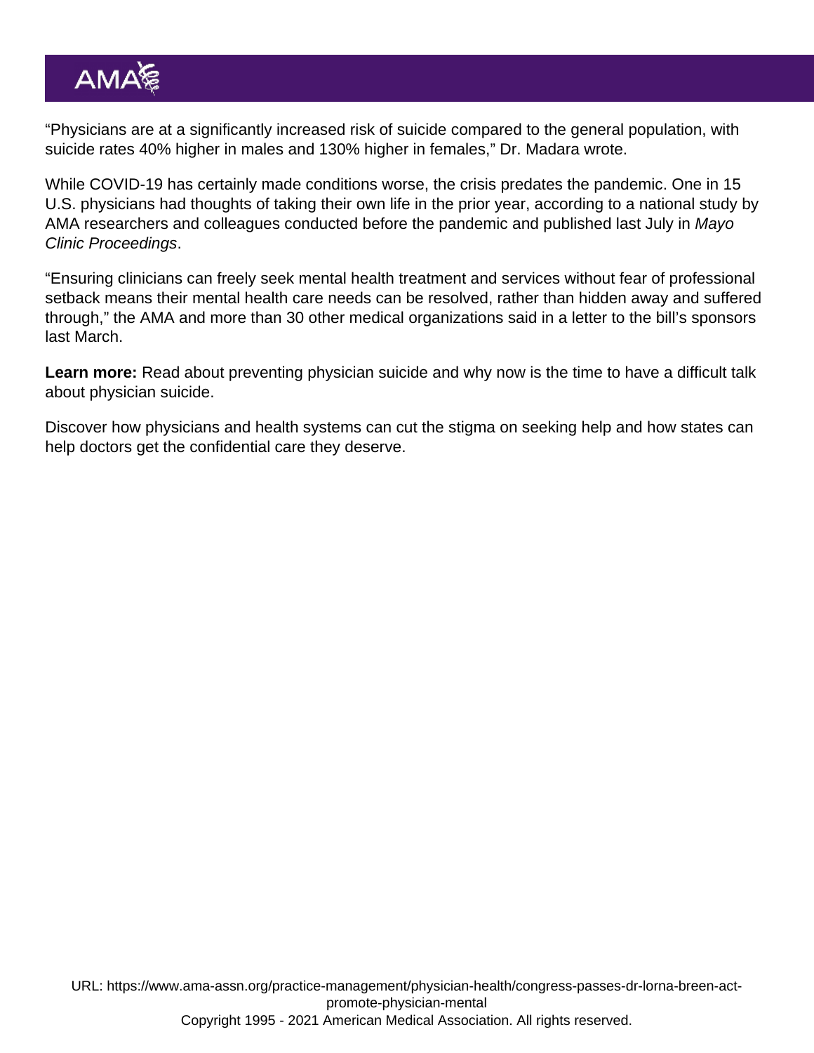“Physicians are at a significantly increased risk of suicide compared to the general population, with suicide rates 40% higher in males and 130% higher in females,” Dr. Madara wrote.

While COVID-19 has certainly made conditions worse, the crisis predates the pandemic. One in 15 U.S. physicians had thoughts of taking their own life in the prior year, according to a national study by AMA researchers and colleagues conducted before the pandemic and published last July in *Mayo Clinic Proceedings*.

“Ensuring clinicians can freely seek mental health treatment and services without fear of professional setback means their mental health care needs can be resolved, rather than hidden away and suffered through,” the AMA and more than 30 other medical organizations said in a letter to the bill’s sponsors last March.

**Learn more:** Read about preventing physician suicide and why now is the time to have a difficult talk about physician suicide.

Discover how physicians and health systems can cut the stigma on seeking help and how states can help doctors get the confidential care they deserve.